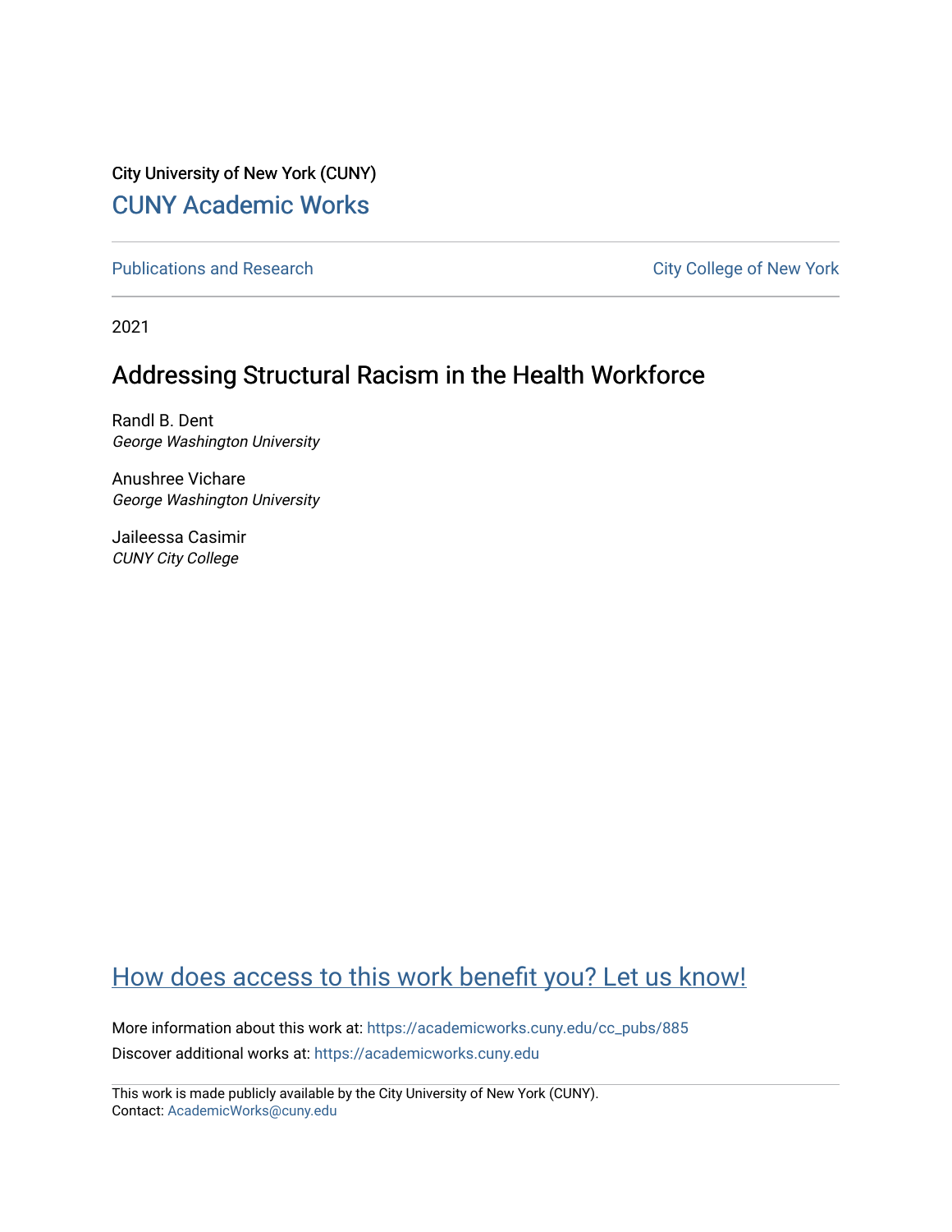City University of New York (CUNY)

CUNY Academic Works

Publications and Research

City College of New York

2021

# Addressing Structural Racism in the Health Workforce

Randl B. Dent
*George Washington University*

Anushree Vichare
*George Washington University*

Jaileessa Casimir
*CUNY City College*

How does access to this work benefit you? Let us know!

More information about this work at: https://academicworks.cuny.edu/cc_pubs/885

Discover additional works at: https://academicworks.cuny.edu

This work is made publicly available by the City University of New York (CUNY).
Contact: AcademicWorks@cuny.edu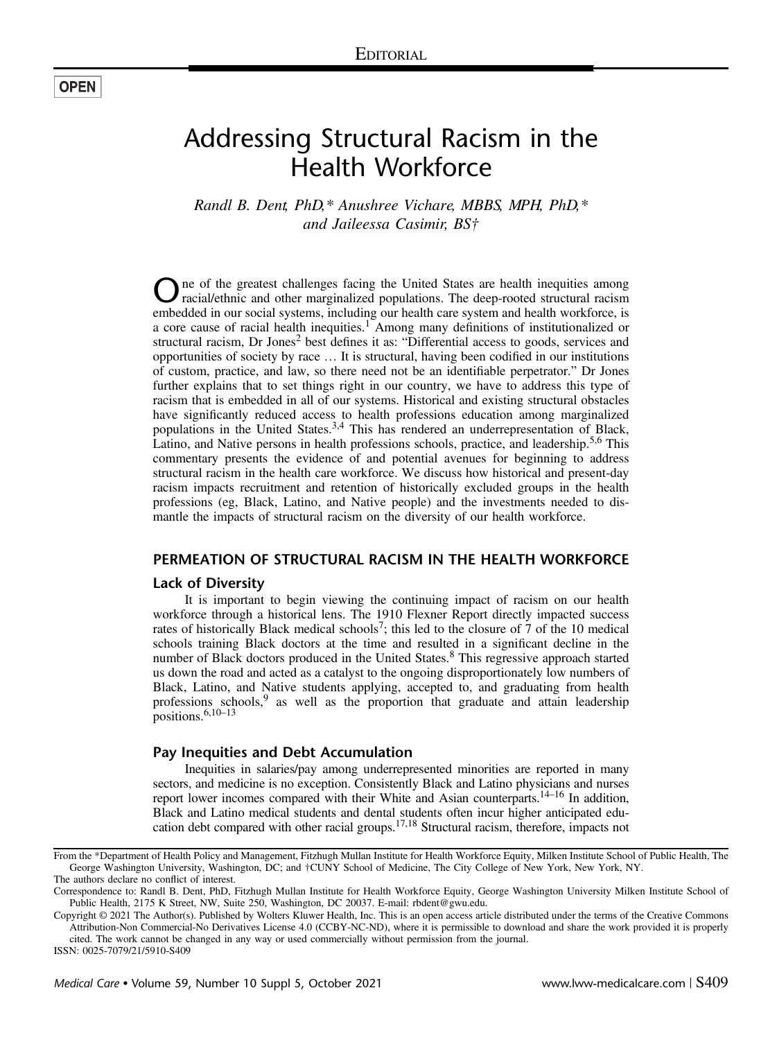EDITORIAL

OPEN

# Addressing Structural Racism in the Health Workforce

*Randl B. Dent, PhD,\* Anushree Vichare, MBBS, MPH, PhD,\* and Jaileessa Casimir, BS†*

One of the greatest challenges facing the United States are health inequities among racial/ethnic and other marginalized populations. The deep-rooted structural racism embedded in our social systems, including our health care system and health workforce, is a core cause of racial health inequities.[1] Among many definitions of institutionalized or structural racism, Dr Jones[2] best defines it as: "Differential access to goods, services and opportunities of society by race … It is structural, having been codified in our institutions of custom, practice, and law, so there need not be an identifiable perpetrator." Dr Jones further explains that to set things right in our country, we have to address this type of racism that is embedded in all of our systems. Historical and existing structural obstacles have significantly reduced access to health professions education among marginalized populations in the United States.[3,4] This has rendered an underrepresentation of Black, Latino, and Native persons in health professions schools, practice, and leadership.[5,6] This commentary presents the evidence of and potential avenues for beginning to address structural racism in the health care workforce. We discuss how historical and present-day racism impacts recruitment and retention of historically excluded groups in the health professions (eg, Black, Latino, and Native people) and the investments needed to dismantle the impacts of structural racism on the diversity of our health workforce.

## PERMEATION OF STRUCTURAL RACISM IN THE HEALTH WORKFORCE

### Lack of Diversity

It is important to begin viewing the continuing impact of racism on our health workforce through a historical lens. The 1910 Flexner Report directly impacted success rates of historically Black medical schools[7]; this led to the closure of 7 of the 10 medical schools training Black doctors at the time and resulted in a significant decline in the number of Black doctors produced in the United States.[8] This regressive approach started us down the road and acted as a catalyst to the ongoing disproportionately low numbers of Black, Latino, and Native students applying, accepted to, and graduating from health professions schools,[9] as well as the proportion that graduate and attain leadership positions.[6,10–13]

### Pay Inequities and Debt Accumulation

Inequities in salaries/pay among underrepresented minorities are reported in many sectors, and medicine is no exception. Consistently Black and Latino physicians and nurses report lower incomes compared with their White and Asian counterparts.[14–16] In addition, Black and Latino medical students and dental students often incur higher anticipated education debt compared with other racial groups.[17,18] Structural racism, therefore, impacts not

From the \*Department of Health Policy and Management, Fitzhugh Mullan Institute for Health Workforce Equity, Milken Institute School of Public Health, The George Washington University, Washington, DC; and †CUNY School of Medicine, The City College of New York, New York, NY.

The authors declare no conflict of interest.

Correspondence to: Randl B. Dent, PhD, Fitzhugh Mullan Institute for Health Workforce Equity, George Washington University Milken Institute School of Public Health, 2175 K Street, NW, Suite 250, Washington, DC 20037. E-mail: rbdent@gwu.edu.

Copyright © 2021 The Author(s). Published by Wolters Kluwer Health, Inc. This is an open access article distributed under the terms of the Creative Commons Attribution-Non Commercial-No Derivatives License 4.0 (CCBY-NC-ND), where it is permissible to download and share the work provided it is properly cited. The work cannot be changed in any way or used commercially without permission from the journal.

ISSN: 0025-7079/21/5910-S409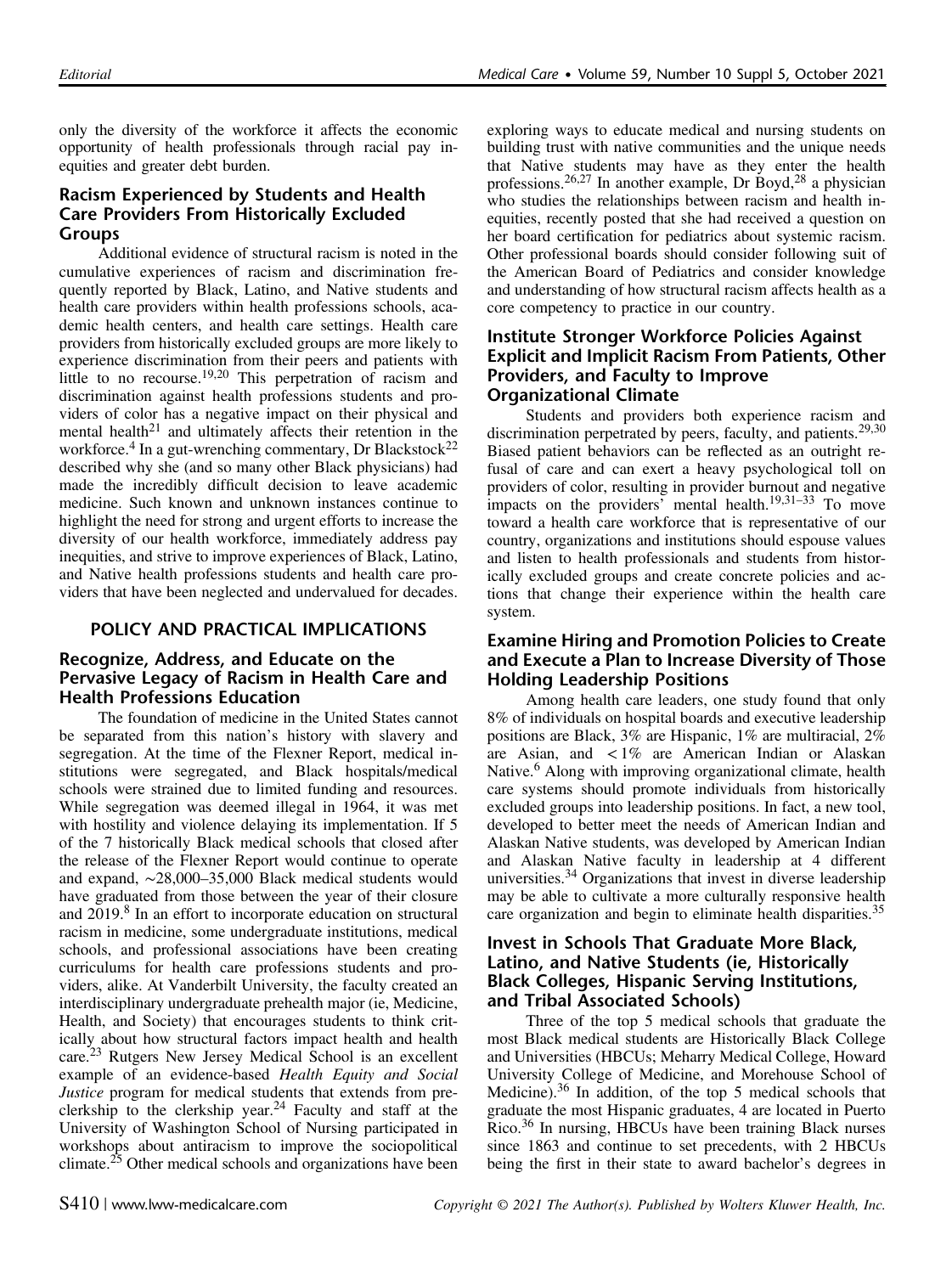only the diversity of the workforce it affects the economic opportunity of health professionals through racial pay inequities and greater debt burden.

### Racism Experienced by Students and Health Care Providers From Historically Excluded Groups

Additional evidence of structural racism is noted in the cumulative experiences of racism and discrimination frequently reported by Black, Latino, and Native students and health care providers within health professions schools, academic health centers, and health care settings. Health care providers from historically excluded groups are more likely to experience discrimination from their peers and patients with little to no recourse.[19,20] This perpetration of racism and discrimination against health professions students and providers of color has a negative impact on their physical and mental health[21] and ultimately affects their retention in the workforce.[4] In a gut-wrenching commentary, Dr Blackstock[22] described why she (and so many other Black physicians) had made the incredibly difficult decision to leave academic medicine. Such known and unknown instances continue to highlight the need for strong and urgent efforts to increase the diversity of our health workforce, immediately address pay inequities, and strive to improve experiences of Black, Latino, and Native health professions students and health care providers that have been neglected and undervalued for decades.

## POLICY AND PRACTICAL IMPLICATIONS

### Recognize, Address, and Educate on the Pervasive Legacy of Racism in Health Care and Health Professions Education

The foundation of medicine in the United States cannot be separated from this nation's history with slavery and segregation. At the time of the Flexner Report, medical institutions were segregated, and Black hospitals/medical schools were strained due to limited funding and resources. While segregation was deemed illegal in 1964, it was met with hostility and violence delaying its implementation. If 5 of the 7 historically Black medical schools that closed after the release of the Flexner Report would continue to operate and expand, ~28,000–35,000 Black medical students would have graduated from those between the year of their closure and 2019.[8] In an effort to incorporate education on structural racism in medicine, some undergraduate institutions, medical schools, and professional associations have been creating curriculums for health care professions students and providers, alike. At Vanderbilt University, the faculty created an interdisciplinary undergraduate prehealth major (ie, Medicine, Health, and Society) that encourages students to think critically about how structural factors impact health and health care.[23] Rutgers New Jersey Medical School is an excellent example of an evidence-based *Health Equity and Social Justice* program for medical students that extends from preclerkship to the clerkship year.[24] Faculty and staff at the University of Washington School of Nursing participated in workshops about antiracism to improve the sociopolitical climate.[25] Other medical schools and organizations have been exploring ways to educate medical and nursing students on building trust with native communities and the unique needs that Native students may have as they enter the health professions.[26,27] In another example, Dr Boyd,[28] a physician who studies the relationships between racism and health inequities, recently posted that she had received a question on her board certification for pediatrics about systemic racism. Other professional boards should consider following suit of the American Board of Pediatrics and consider knowledge and understanding of how structural racism affects health as a core competency to practice in our country.

### Institute Stronger Workforce Policies Against Explicit and Implicit Racism From Patients, Other Providers, and Faculty to Improve Organizational Climate

Students and providers both experience racism and discrimination perpetrated by peers, faculty, and patients.[29,30] Biased patient behaviors can be reflected as an outright refusal of care and can exert a heavy psychological toll on providers of color, resulting in provider burnout and negative impacts on the providers' mental health.[19,31–33] To move toward a health care workforce that is representative of our country, organizations and institutions should espouse values and listen to health professionals and students from historically excluded groups and create concrete policies and actions that change their experience within the health care system.

### Examine Hiring and Promotion Policies to Create and Execute a Plan to Increase Diversity of Those Holding Leadership Positions

Among health care leaders, one study found that only 8% of individuals on hospital boards and executive leadership positions are Black, 3% are Hispanic, 1% are multiracial, 2% are Asian, and <1% are American Indian or Alaskan Native.[6] Along with improving organizational climate, health care systems should promote individuals from historically excluded groups into leadership positions. In fact, a new tool, developed to better meet the needs of American Indian and Alaskan Native students, was developed by American Indian and Alaskan Native faculty in leadership at 4 different universities.[34] Organizations that invest in diverse leadership may be able to cultivate a more culturally responsive health care organization and begin to eliminate health disparities.[35]

### Invest in Schools That Graduate More Black, Latino, and Native Students (ie, Historically Black Colleges, Hispanic Serving Institutions, and Tribal Associated Schools)

Three of the top 5 medical schools that graduate the most Black medical students are Historically Black College and Universities (HBCUs; Meharry Medical College, Howard University College of Medicine, and Morehouse School of Medicine).[36] In addition, of the top 5 medical schools that graduate the most Hispanic graduates, 4 are located in Puerto Rico.[36] In nursing, HBCUs have been training Black nurses since 1863 and continue to set precedents, with 2 HBCUs being the first in their state to award bachelor's degrees in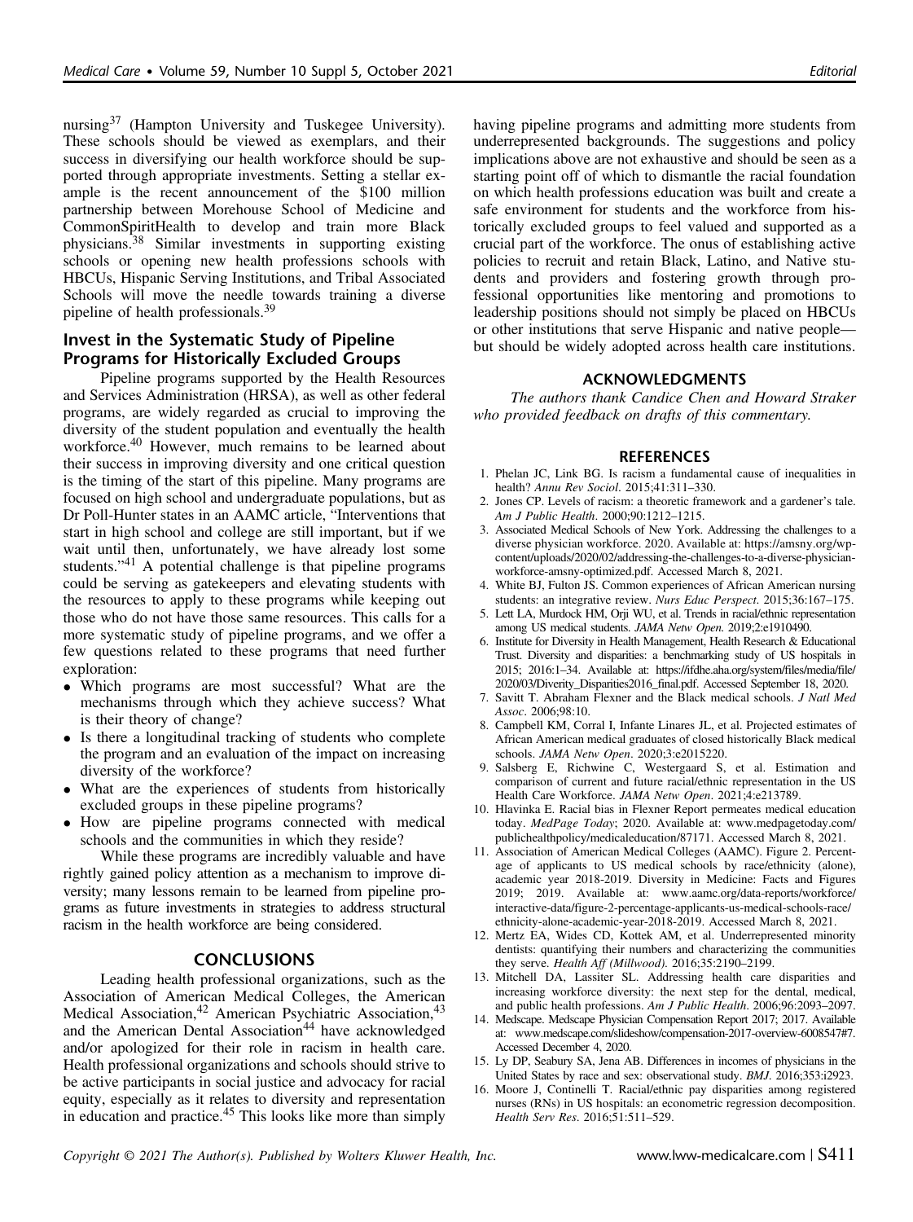nursing[37] (Hampton University and Tuskegee University). These schools should be viewed as exemplars, and their success in diversifying our health workforce should be supported through appropriate investments. Setting a stellar example is the recent announcement of the $100 million partnership between Morehouse School of Medicine and CommonSpiritHealth to develop and train more Black physicians.[38] Similar investments in supporting existing schools or opening new health professions schools with HBCUs, Hispanic Serving Institutions, and Tribal Associated Schools will move the needle towards training a diverse pipeline of health professionals.[39]

## Invest in the Systematic Study of Pipeline Programs for Historically Excluded Groups

Pipeline programs supported by the Health Resources and Services Administration (HRSA), as well as other federal programs, are widely regarded as crucial to improving the diversity of the student population and eventually the health workforce.[40] However, much remains to be learned about their success in improving diversity and one critical question is the timing of the start of this pipeline. Many programs are focused on high school and undergraduate populations, but as Dr Poll-Hunter states in an AAMC article, "Interventions that start in high school and college are still important, but if we wait until then, unfortunately, we have already lost some students."[41] A potential challenge is that pipeline programs could be serving as gatekeepers and elevating students with the resources to apply to these programs while keeping out those who do not have those same resources. This calls for a more systematic study of pipeline programs, and we offer a few questions related to these programs that need further exploration:

- Which programs are most successful? What are the mechanisms through which they achieve success? What is their theory of change?
- Is there a longitudinal tracking of students who complete the program and an evaluation of the impact on increasing diversity of the workforce?
- What are the experiences of students from historically excluded groups in these pipeline programs?
- How are pipeline programs connected with medical schools and the communities in which they reside?

While these programs are incredibly valuable and have rightly gained policy attention as a mechanism to improve diversity; many lessons remain to be learned from pipeline programs as future investments in strategies to address structural racism in the health workforce are being considered.

## CONCLUSIONS

Leading health professional organizations, such as the Association of American Medical Colleges, the American Medical Association,[42] American Psychiatric Association,[43] and the American Dental Association[44] have acknowledged and/or apologized for their role in racism in health care. Health professional organizations and schools should strive to be active participants in social justice and advocacy for racial equity, especially as it relates to diversity and representation in education and practice.[45] This looks like more than simply having pipeline programs and admitting more students from underrepresented backgrounds. The suggestions and policy implications above are not exhaustive and should be seen as a starting point off of which to dismantle the racial foundation on which health professions education was built and create a safe environment for students and the workforce from historically excluded groups to feel valued and supported as a crucial part of the workforce. The onus of establishing active policies to recruit and retain Black, Latino, and Native students and providers and fostering growth through professional opportunities like mentoring and promotions to leadership positions should not simply be placed on HBCUs or other institutions that serve Hispanic and native people—but should be widely adopted across health care institutions.

## ACKNOWLEDGMENTS

*The authors thank Candice Chen and Howard Straker who provided feedback on drafts of this commentary.*

## REFERENCES

1. Phelan JC, Link BG. Is racism a fundamental cause of inequalities in health? *Annu Rev Sociol*. 2015;41:311–330.
2. Jones CP. Levels of racism: a theoretic framework and a gardener's tale. *Am J Public Health*. 2000;90:1212–1215.
3. Associated Medical Schools of New York. Addressing the challenges to a diverse physician workforce. 2020. Available at: https://amsny.org/wp-content/uploads/2020/02/addressing-the-challenges-to-a-diverse-physician-workforce-amsny-optimized.pdf. Accessed March 8, 2021.
4. White BJ, Fulton JS. Common experiences of African American nursing students: an integrative review. *Nurs Educ Perspect*. 2015;36:167–175.
5. Lett LA, Murdock HM, Orji WU, et al. Trends in racial/ethnic representation among US medical students. *JAMA Netw Open*. 2019;2:e1910490.
6. Institute for Diversity in Health Management, Health Research & Educational Trust. Diversity and disparities: a benchmarking study of US hospitals in 2015; 2016:1–34. Available at: https://ifdhe.aha.org/system/files/media/file/2020/03/Diverity_Disparities2016_final.pdf. Accessed September 18, 2020.
7. Savitt T. Abraham Flexner and the Black medical schools. *J Natl Med Assoc*. 2006;98:10.
8. Campbell KM, Corral I, Infante Linares JL, et al. Projected estimates of African American medical graduates of closed historically Black medical schools. *JAMA Netw Open*. 2020;3:e2015220.
9. Salsberg E, Richwine C, Westergaard S, et al. Estimation and comparison of current and future racial/ethnic representation in the US Health Care Workforce. *JAMA Netw Open*. 2021;4:e213789.
10. Hlavinka E. Racial bias in Flexner Report permeates medical education today. *MedPage Today*; 2020. Available at: www.medpagetoday.com/publichealthpolicy/medicaleducation/87171. Accessed March 8, 2021.
11. Association of American Medical Colleges (AAMC). Figure 2. Percentage of applicants to US medical schools by race/ethnicity (alone), academic year 2018-2019. Diversity in Medicine: Facts and Figures 2019; 2019. Available at: www.aamc.org/data-reports/workforce/interactive-data/figure-2-percentage-applicants-us-medical-schools-race/ethnicity-alone-academic-year-2018-2019. Accessed March 8, 2021.
12. Mertz EA, Wides CD, Kottek AM, et al. Underrepresented minority dentists: quantifying their numbers and characterizing the communities they serve. *Health Aff (Millwood)*. 2016;35:2190–2199.
13. Mitchell DA, Lassiter SL. Addressing health care disparities and increasing workforce diversity: the next step for the dental, medical, and public health professions. *Am J Public Health*. 2006;96:2093–2097.
14. Medscape. Medscape Physician Compensation Report 2017; 2017. Available at: www.medscape.com/slideshow/compensation-2017-overview-6008547#7. Accessed December 4, 2020.
15. Ly DP, Seabury SA, Jena AB. Differences in incomes of physicians in the United States by race and sex: observational study. *BMJ*. 2016;353:i2923.
16. Moore J, Continelli T. Racial/ethnic pay disparities among registered nurses (RNs) in US hospitals: an econometric regression decomposition. *Health Serv Res*. 2016;51:511–529.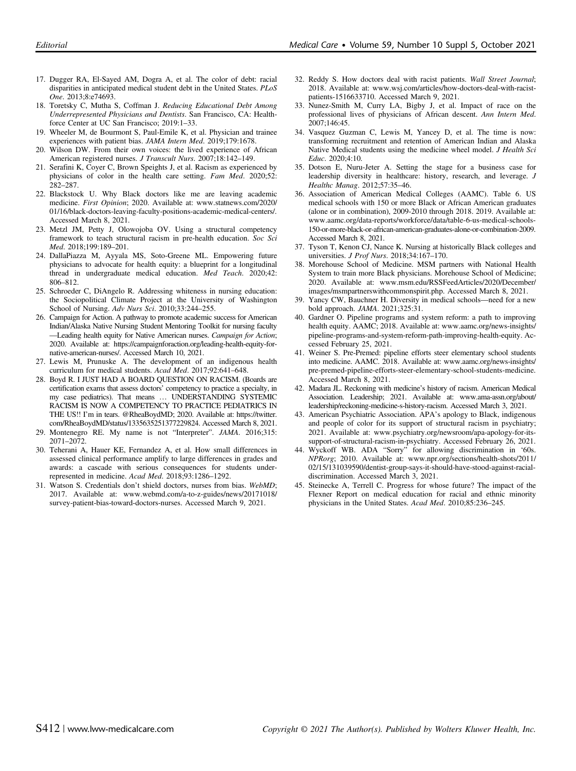17. Dugger RA, El-Sayed AM, Dogra A, et al. The color of debt: racial disparities in anticipated medical student debt in the United States. *PLoS One*. 2013;8:e74693.
18. Toretsky C, Mutha S, Coffman J. *Reducing Educational Debt Among Underrepresented Physicians and Dentists*. San Francisco, CA: Healthforce Center at UC San Francisco; 2019:1–33.
19. Wheeler M, de Bourmont S, Paul-Emile K, et al. Physician and trainee experiences with patient bias. *JAMA Intern Med*. 2019;179:1678.
20. Wilson DW. From their own voices: the lived experience of African American registered nurses. *J Transcult Nurs*. 2007;18:142–149.
21. Serafini K, Coyer C, Brown Speights J, et al. Racism as experienced by physicians of color in the health care setting. *Fam Med*. 2020;52: 282–287.
22. Blackstock U. Why Black doctors like me are leaving academic medicine. *First Opinion*; 2020. Available at: www.statnews.com/2020/01/16/black-doctors-leaving-faculty-positions-academic-medical-centers/. Accessed March 8, 2021.
23. Metzl JM, Petty J, Olowojoba OV. Using a structural competency framework to teach structural racism in pre-health education. *Soc Sci Med*. 2018;199:189–201.
24. DallaPiazza M, Ayyala MS, Soto-Greene ML. Empowering future physicians to advocate for health equity: a blueprint for a longitudinal thread in undergraduate medical education. *Med Teach*. 2020;42: 806–812.
25. Schroeder C, DiAngelo R. Addressing whiteness in nursing education: the Sociopolitical Climate Project at the University of Washington School of Nursing. *Adv Nurs Sci*. 2010;33:244–255.
26. Campaign for Action. A pathway to promote academic success for American Indian/Alaska Native Nursing Student Mentoring Toolkit for nursing faculty—Leading health equity for Native American nurses. *Campaign for Action*; 2020. Available at: https://campaignforaction.org/leading-health-equity-for-native-american-nurses/. Accessed March 10, 2021.
27. Lewis M, Prunuske A. The development of an indigenous health curriculum for medical students. *Acad Med*. 2017;92:641–648.
28. Boyd R. I JUST HAD A BOARD QUESTION ON RACISM. (Boards are certification exams that assess doctors' competency to practice a specialty, in my case pediatrics). That means … UNDERSTANDING SYSTEMIC RACISM IS NOW A COMPETENCY TO PRACTICE PEDIATRICS IN THE US!! I'm in tears. @RheaBoydMD; 2020. Available at: https://twitter.com/RheaBoydMD/status/1335635251377229824. Accessed March 8, 2021.
29. Montenegro RE. My name is not "Interpreter". *JAMA*. 2016;315: 2071–2072.
30. Teherani A, Hauer KE, Fernandez A, et al. How small differences in assessed clinical performance amplify to large differences in grades and awards: a cascade with serious consequences for students underrepresented in medicine. *Acad Med*. 2018;93:1286–1292.
31. Watson S. Credentials don't shield doctors, nurses from bias. *WebMD*; 2017. Available at: www.webmd.com/a-to-z-guides/news/20171018/survey-patient-bias-toward-doctors-nurses. Accessed March 9, 2021.
32. Reddy S. How doctors deal with racist patients. *Wall Street Journal*; 2018. Available at: www.wsj.com/articles/how-doctors-deal-with-racist-patients-1516633710. Accessed March 9, 2021.
33. Nunez-Smith M, Curry LA, Bigby J, et al. Impact of race on the professional lives of physicians of African descent. *Ann Intern Med*. 2007;146:45.
34. Vasquez Guzman C, Lewis M, Yancey D, et al. The time is now: transforming recruitment and retention of American Indian and Alaska Native Medical students using the medicine wheel model. *J Health Sci Educ*. 2020;4:10.
35. Dotson E, Nuru-Jeter A. Setting the stage for a business case for leadership diversity in healthcare: history, research, and leverage. *J Healthc Manag*. 2012;57:35–46.
36. Association of American Medical Colleges (AAMC). Table 6. US medical schools with 150 or more Black or African American graduates (alone or in combination), 2009-2010 through 2018. 2019. Available at: www.aamc.org/data-reports/workforce/data/table-6-us-medical-schools-150-or-more-black-or-african-american-graduates-alone-or-combination-2009. Accessed March 8, 2021.
37. Tyson T, Kenon CJ, Nance K. Nursing at historically Black colleges and universities. *J Prof Nurs*. 2018;34:167–170.
38. Morehouse School of Medicine. MSM partners with National Health System to train more Black physicians. Morehouse School of Medicine; 2020. Available at: www.msm.edu/RSSFeedArticles/2020/December/images/msmpartnerswithcommonspirit.php. Accessed March 8, 2021.
39. Yancy CW, Bauchner H. Diversity in medical schools—need for a new bold approach. *JAMA*. 2021;325:31.
40. Gardner O. Pipeline programs and system reform: a path to improving health equity. AAMC; 2018. Available at: www.aamc.org/news-insights/pipeline-programs-and-system-reform-path-improving-health-equity. Accessed February 25, 2021.
41. Weiner S. Pre-Premed: pipeline efforts steer elementary school students into medicine. AAMC. 2018. Available at: www.aamc.org/news-insights/pre-premed-pipeline-efforts-steer-elementary-school-students-medicine. Accessed March 8, 2021.
42. Madara JL. Reckoning with medicine's history of racism. American Medical Association. Leadership; 2021. Available at: www.ama-assn.org/about/leadership/reckoning-medicine-s-history-racism. Accessed March 3, 2021.
43. American Psychiatric Association. APA's apology to Black, indigenous and people of color for its support of structural racism in psychiatry; 2021. Available at: www.psychiatry.org/newsroom/apa-apology-for-its-support-of-structural-racism-in-psychiatry. Accessed February 26, 2021.
44. Wyckoff WB. ADA "Sorry" for allowing discrimination in '60s. *NPRorg*; 2010. Available at: www.npr.org/sections/health-shots/2011/02/15/131039590/dentist-group-says-it-should-have-stood-against-racial-discrimination. Accessed March 3, 2021.
45. Steinecke A, Terrell C. Progress for whose future? The impact of the Flexner Report on medical education for racial and ethnic minority physicians in the United States. *Acad Med*. 2010;85:236–245.